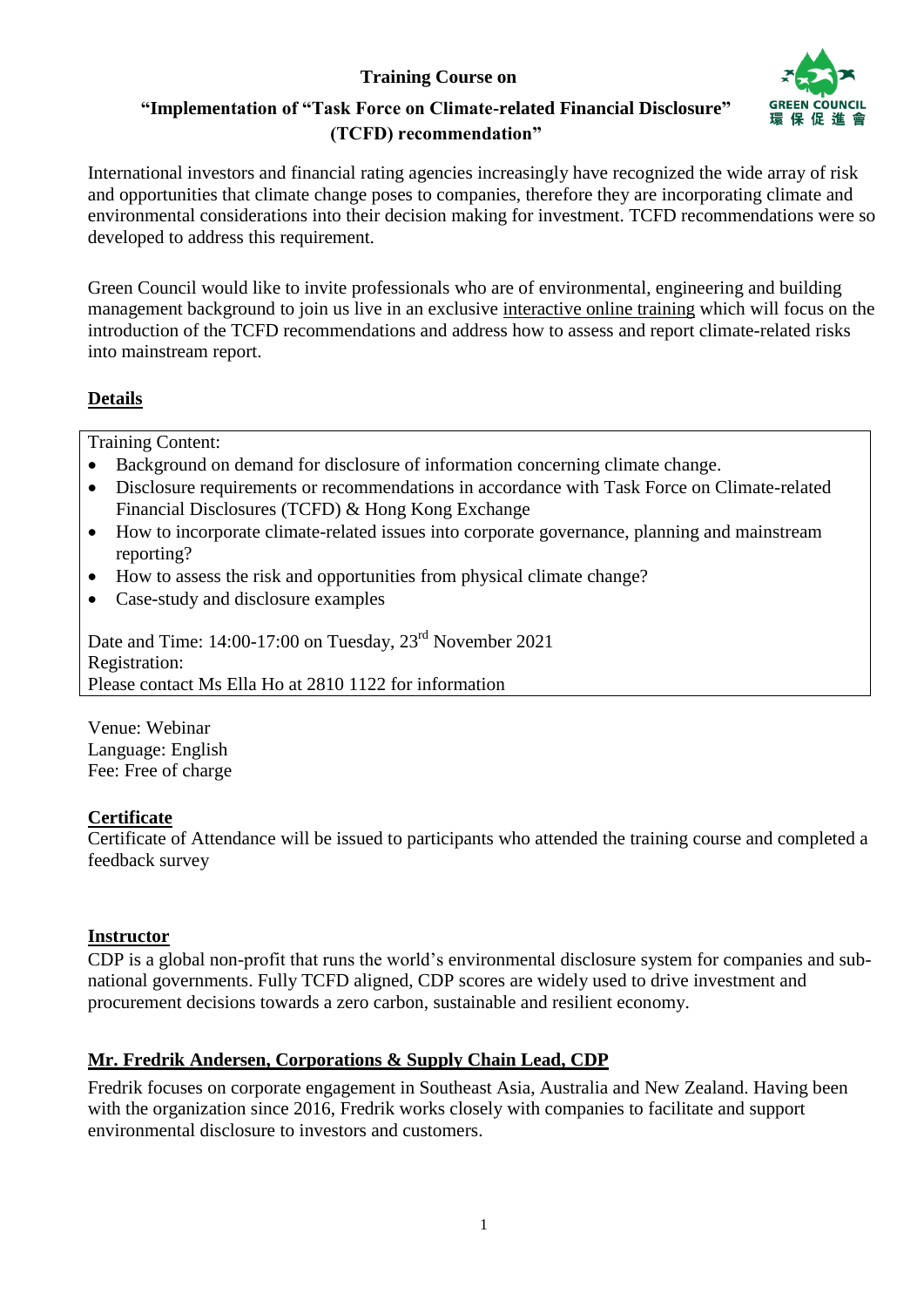**Training Course on**

**"Implementation of "Task Force on Climate-related Financial Disclosure" (TCFD) recommendation"**

International investors and financial rating agencies increasingly have recognized the wide array of risk and opportunities that climate change poses to companies, therefore they are incorporating climate and environmental considerations into their decision making for investment. TCFD recommendations were so developed to address this requirement.

Green Council would like to invite professionals who are of environmental, engineering and building management background to join us live in an exclusive interactive online training which will focus on the introduction of the TCFD recommendations and address how to assess and report climate-related risks into mainstream report.

## Details

Training Content:

- Background on demand for disclosure of information concerning climate change.
- Disclosure requirements or recommendations in accordance with Task Force on Climate-related Financial Disclosures (TCFD) & Hong Kong Exchange
- How to incorporate climate-related issues into corporate governance, planning and mainstream reporting?
- How to assess the risk and opportunities from physical climate change?
- Case-study and disclosure examples

Date and Time: 14:00-17:00 on Tuesday, 23rd November 2021
Registration:
Please contact Ms Ella Ho at 2810 1122 for information

Venue: Webinar
Language: English
Fee: Free of charge

## Certificate

Certificate of Attendance will be issued to participants who attended the training course and completed a feedback survey

## Instructor

CDP is a global non-profit that runs the world's environmental disclosure system for companies and sub-national governments. Fully TCFD aligned, CDP scores are widely used to drive investment and procurement decisions towards a zero carbon, sustainable and resilient economy.

## Mr. Fredrik Andersen, Corporations & Supply Chain Lead, CDP

Fredrik focuses on corporate engagement in Southeast Asia, Australia and New Zealand. Having been with the organization since 2016, Fredrik works closely with companies to facilitate and support environmental disclosure to investors and customers.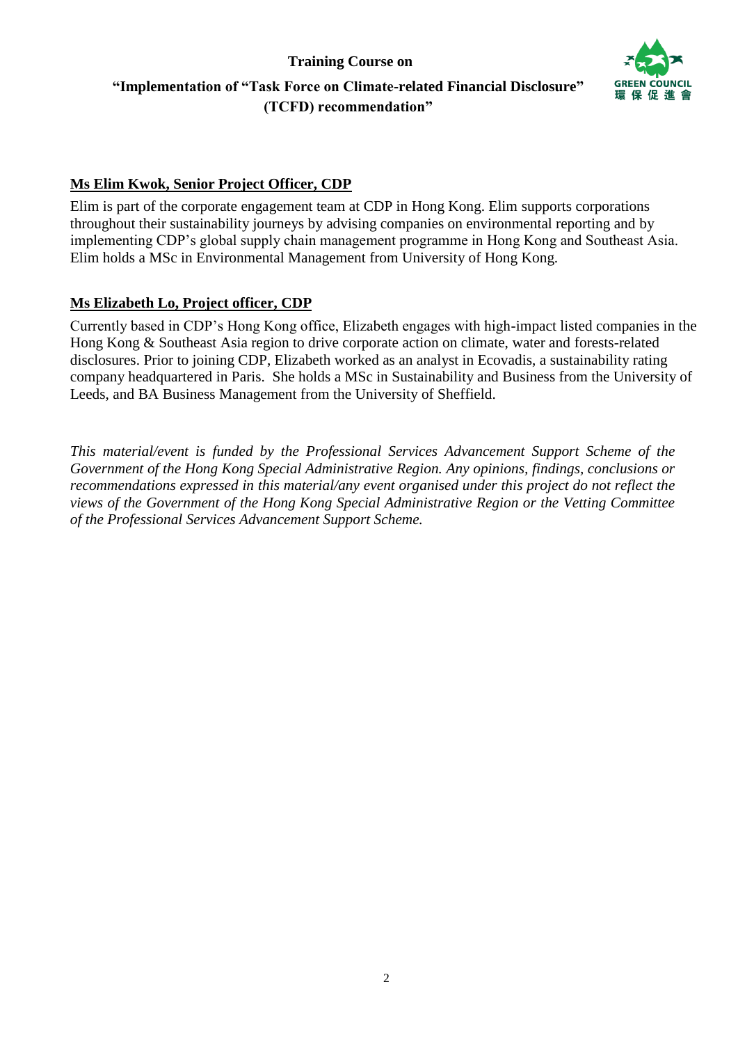**Training Course on**

**"Implementation of "Task Force on Climate-related Financial Disclosure" (TCFD) recommendation"**

GREEN COUNCIL
環保促進會

**Ms Elim Kwok, Senior Project Officer, CDP**

Elim is part of the corporate engagement team at CDP in Hong Kong. Elim supports corporations throughout their sustainability journeys by advising companies on environmental reporting and by implementing CDP's global supply chain management programme in Hong Kong and Southeast Asia. Elim holds a MSc in Environmental Management from University of Hong Kong.

**Ms Elizabeth Lo, Project officer, CDP**

Currently based in CDP's Hong Kong office, Elizabeth engages with high-impact listed companies in the Hong Kong & Southeast Asia region to drive corporate action on climate, water and forests-related disclosures. Prior to joining CDP, Elizabeth worked as an analyst in Ecovadis, a sustainability rating company headquartered in Paris. She holds a MSc in Sustainability and Business from the University of Leeds, and BA Business Management from the University of Sheffield.

*This material/event is funded by the Professional Services Advancement Support Scheme of the Government of the Hong Kong Special Administrative Region. Any opinions, findings, conclusions or recommendations expressed in this material/any event organised under this project do not reflect the views of the Government of the Hong Kong Special Administrative Region or the Vetting Committee of the Professional Services Advancement Support Scheme.*